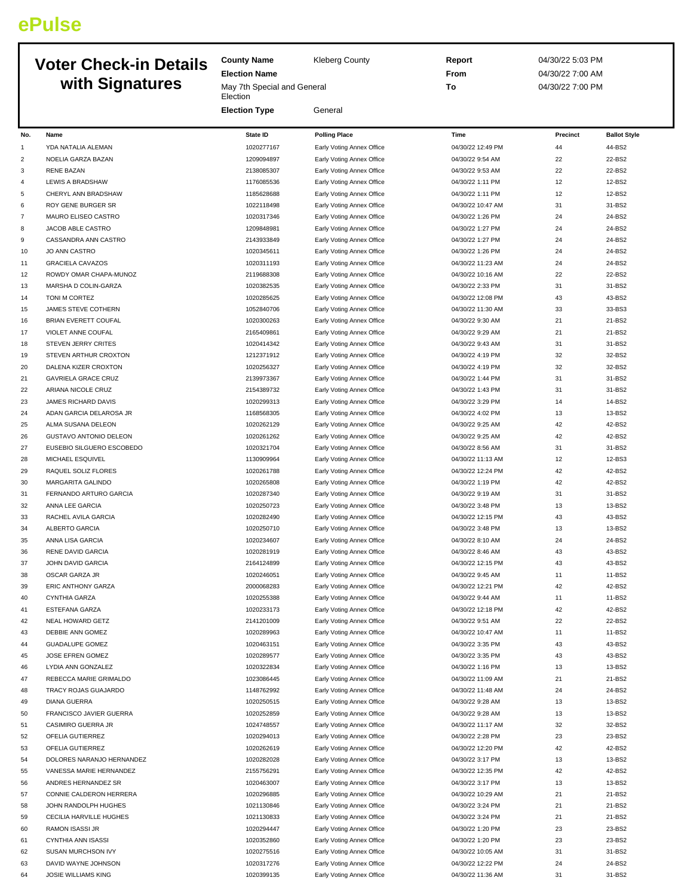ePulse

# Voter Check-in Details with Signatures

**County Name** Kleberg County
**Election Name** May 7th Special and General Election
**Election Type** General

**Report** 04/30/22 5:03 PM
**From** 04/30/22 7:00 AM
**To** 04/30/22 7:00 PM

| No. | Name | State ID | Polling Place | Time | Precinct | Ballot Style |
|---|---|---|---|---|---|---|
| 1 | YDA NATALIA ALEMAN | 1020277167 | Early Voting Annex Office | 04/30/22 12:49 PM | 44 | 44-BS2 |
| 2 | NOELIA GARZA BAZAN | 1209094897 | Early Voting Annex Office | 04/30/22 9:54 AM | 22 | 22-BS2 |
| 3 | RENE BAZAN | 2138085307 | Early Voting Annex Office | 04/30/22 9:53 AM | 22 | 22-BS2 |
| 4 | LEWIS A BRADSHAW | 1176085536 | Early Voting Annex Office | 04/30/22 1:11 PM | 12 | 12-BS2 |
| 5 | CHERYL ANN BRADSHAW | 1185628688 | Early Voting Annex Office | 04/30/22 1:11 PM | 12 | 12-BS2 |
| 6 | ROY GENE BURGER SR | 1022118498 | Early Voting Annex Office | 04/30/22 10:47 AM | 31 | 31-BS2 |
| 7 | MAURO ELISEO CASTRO | 1020317346 | Early Voting Annex Office | 04/30/22 1:26 PM | 24 | 24-BS2 |
| 8 | JACOB ABLE CASTRO | 1209848981 | Early Voting Annex Office | 04/30/22 1:27 PM | 24 | 24-BS2 |
| 9 | CASSANDRA ANN CASTRO | 2143933849 | Early Voting Annex Office | 04/30/22 1:27 PM | 24 | 24-BS2 |
| 10 | JO ANN CASTRO | 1020345611 | Early Voting Annex Office | 04/30/22 1:26 PM | 24 | 24-BS2 |
| 11 | GRACIELA CAVAZOS | 1020311193 | Early Voting Annex Office | 04/30/22 11:23 AM | 24 | 24-BS2 |
| 12 | ROWDY OMAR CHAPA-MUNOZ | 2119688308 | Early Voting Annex Office | 04/30/22 10:16 AM | 22 | 22-BS2 |
| 13 | MARSHA D COLIN-GARZA | 1020382535 | Early Voting Annex Office | 04/30/22 2:33 PM | 31 | 31-BS2 |
| 14 | TONI M CORTEZ | 1020285625 | Early Voting Annex Office | 04/30/22 12:08 PM | 43 | 43-BS2 |
| 15 | JAMES STEVE COTHERN | 1052840706 | Early Voting Annex Office | 04/30/22 11:30 AM | 33 | 33-BS3 |
| 16 | BRIAN EVERETT COUFAL | 1020300263 | Early Voting Annex Office | 04/30/22 9:30 AM | 21 | 21-BS2 |
| 17 | VIOLET ANNE COUFAL | 2165409861 | Early Voting Annex Office | 04/30/22 9:29 AM | 21 | 21-BS2 |
| 18 | STEVEN JERRY CRITES | 1020414342 | Early Voting Annex Office | 04/30/22 9:43 AM | 31 | 31-BS2 |
| 19 | STEVEN ARTHUR CROXTON | 1212371912 | Early Voting Annex Office | 04/30/22 4:19 PM | 32 | 32-BS2 |
| 20 | DALENA KIZER CROXTON | 1020256327 | Early Voting Annex Office | 04/30/22 4:19 PM | 32 | 32-BS2 |
| 21 | GAVRIELA GRACE CRUZ | 2139973367 | Early Voting Annex Office | 04/30/22 1:44 PM | 31 | 31-BS2 |
| 22 | ARIANA NICOLE CRUZ | 2154389732 | Early Voting Annex Office | 04/30/22 1:43 PM | 31 | 31-BS2 |
| 23 | JAMES RICHARD DAVIS | 1020299313 | Early Voting Annex Office | 04/30/22 3:29 PM | 14 | 14-BS2 |
| 24 | ADAN GARCIA DELAROSA JR | 1168568305 | Early Voting Annex Office | 04/30/22 4:02 PM | 13 | 13-BS2 |
| 25 | ALMA SUSANA DELEON | 1020262129 | Early Voting Annex Office | 04/30/22 9:25 AM | 42 | 42-BS2 |
| 26 | GUSTAVO ANTONIO DELEON | 1020261262 | Early Voting Annex Office | 04/30/22 9:25 AM | 42 | 42-BS2 |
| 27 | EUSEBIO SILGUERO ESCOBEDO | 1020321704 | Early Voting Annex Office | 04/30/22 8:56 AM | 31 | 31-BS2 |
| 28 | MICHAEL ESQUIVEL | 1130909964 | Early Voting Annex Office | 04/30/22 11:13 AM | 12 | 12-BS3 |
| 29 | RAQUEL SOLIZ FLORES | 1020261788 | Early Voting Annex Office | 04/30/22 12:24 PM | 42 | 42-BS2 |
| 30 | MARGARITA GALINDO | 1020265808 | Early Voting Annex Office | 04/30/22 1:19 PM | 42 | 42-BS2 |
| 31 | FERNANDO ARTURO GARCIA | 1020287340 | Early Voting Annex Office | 04/30/22 9:19 AM | 31 | 31-BS2 |
| 32 | ANNA LEE GARCIA | 1020250723 | Early Voting Annex Office | 04/30/22 3:48 PM | 13 | 13-BS2 |
| 33 | RACHEL AVILA GARCIA | 1020282490 | Early Voting Annex Office | 04/30/22 12:15 PM | 43 | 43-BS2 |
| 34 | ALBERTO GARCIA | 1020250710 | Early Voting Annex Office | 04/30/22 3:48 PM | 13 | 13-BS2 |
| 35 | ANNA LISA GARCIA | 1020234607 | Early Voting Annex Office | 04/30/22 8:10 AM | 24 | 24-BS2 |
| 36 | RENE DAVID GARCIA | 1020281919 | Early Voting Annex Office | 04/30/22 8:46 AM | 43 | 43-BS2 |
| 37 | JOHN DAVID GARCIA | 2164124899 | Early Voting Annex Office | 04/30/22 12:15 PM | 43 | 43-BS2 |
| 38 | OSCAR GARZA JR | 1020246051 | Early Voting Annex Office | 04/30/22 9:45 AM | 11 | 11-BS2 |
| 39 | ERIC ANTHONY GARZA | 2000068283 | Early Voting Annex Office | 04/30/22 12:21 PM | 42 | 42-BS2 |
| 40 | CYNTHIA GARZA | 1020255388 | Early Voting Annex Office | 04/30/22 9:44 AM | 11 | 11-BS2 |
| 41 | ESTEFANA GARZA | 1020233173 | Early Voting Annex Office | 04/30/22 12:18 PM | 42 | 42-BS2 |
| 42 | NEAL HOWARD GETZ | 2141201009 | Early Voting Annex Office | 04/30/22 9:51 AM | 22 | 22-BS2 |
| 43 | DEBBIE ANN GOMEZ | 1020289963 | Early Voting Annex Office | 04/30/22 10:47 AM | 11 | 11-BS2 |
| 44 | GUADALUPE GOMEZ | 1020463151 | Early Voting Annex Office | 04/30/22 3:35 PM | 43 | 43-BS2 |
| 45 | JOSE EFREN GOMEZ | 1020289577 | Early Voting Annex Office | 04/30/22 3:35 PM | 43 | 43-BS2 |
| 46 | LYDIA ANN GONZALEZ | 1020322834 | Early Voting Annex Office | 04/30/22 1:16 PM | 13 | 13-BS2 |
| 47 | REBECCA MARIE GRIMALDO | 1023086445 | Early Voting Annex Office | 04/30/22 11:09 AM | 21 | 21-BS2 |
| 48 | TRACY ROJAS GUAJARDO | 1148762992 | Early Voting Annex Office | 04/30/22 11:48 AM | 24 | 24-BS2 |
| 49 | DIANA GUERRA | 1020250515 | Early Voting Annex Office | 04/30/22 9:28 AM | 13 | 13-BS2 |
| 50 | FRANCISCO JAVIER GUERRA | 1020252859 | Early Voting Annex Office | 04/30/22 9:28 AM | 13 | 13-BS2 |
| 51 | CASIMIRO GUERRA JR | 1024748557 | Early Voting Annex Office | 04/30/22 11:17 AM | 32 | 32-BS2 |
| 52 | OFELIA GUTIERREZ | 1020294013 | Early Voting Annex Office | 04/30/22 2:28 PM | 23 | 23-BS2 |
| 53 | OFELIA GUTIERREZ | 1020262619 | Early Voting Annex Office | 04/30/22 12:20 PM | 42 | 42-BS2 |
| 54 | DOLORES NARANJO HERNANDEZ | 1020282028 | Early Voting Annex Office | 04/30/22 3:17 PM | 13 | 13-BS2 |
| 55 | VANESSA MARIE HERNANDEZ | 2155756291 | Early Voting Annex Office | 04/30/22 12:35 PM | 42 | 42-BS2 |
| 56 | ANDRES HERNANDEZ SR | 1020463007 | Early Voting Annex Office | 04/30/22 3:17 PM | 13 | 13-BS2 |
| 57 | CONNIE CALDERON HERRERA | 1020296885 | Early Voting Annex Office | 04/30/22 10:29 AM | 21 | 21-BS2 |
| 58 | JOHN RANDOLPH HUGHES | 1021130846 | Early Voting Annex Office | 04/30/22 3:24 PM | 21 | 21-BS2 |
| 59 | CECILIA HARVILLE HUGHES | 1021130833 | Early Voting Annex Office | 04/30/22 3:24 PM | 21 | 21-BS2 |
| 60 | RAMON ISASSI JR | 1020294447 | Early Voting Annex Office | 04/30/22 1:20 PM | 23 | 23-BS2 |
| 61 | CYNTHIA ANN ISASSI | 1020352860 | Early Voting Annex Office | 04/30/22 1:20 PM | 23 | 23-BS2 |
| 62 | SUSAN MURCHSON IVY | 1020275516 | Early Voting Annex Office | 04/30/22 10:05 AM | 31 | 31-BS2 |
| 63 | DAVID WAYNE JOHNSON | 1020317276 | Early Voting Annex Office | 04/30/22 12:22 PM | 24 | 24-BS2 |
| 64 | JOSIE WILLIAMS KING | 1020399135 | Early Voting Annex Office | 04/30/22 11:36 AM | 31 | 31-BS2 |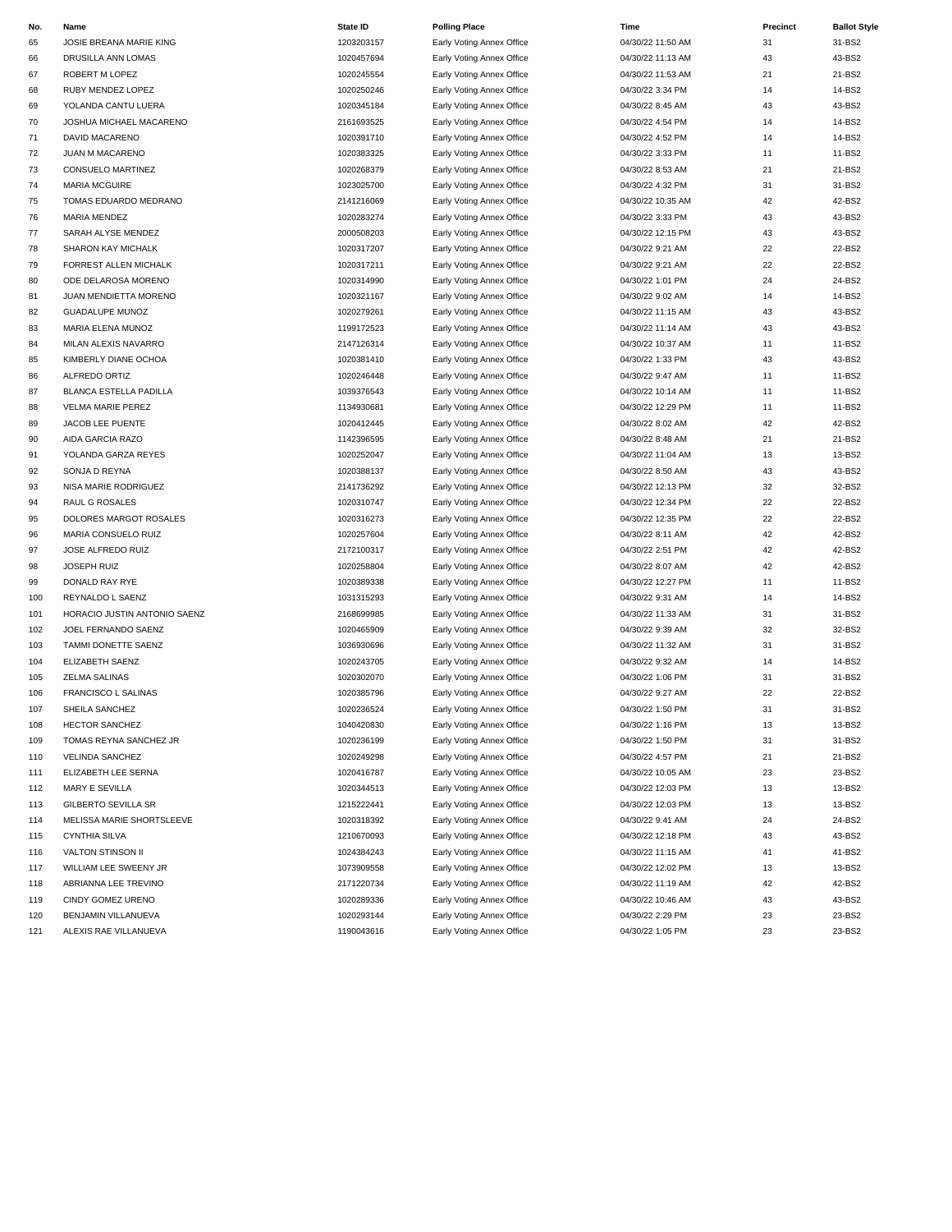| No. | Name | State ID | Polling Place | Time | Precinct | Ballot Style |
|---|---|---|---|---|---|---|
| 65 | JOSIE BREANA MARIE KING | 1203203157 | Early Voting Annex Office | 04/30/22 11:50 AM | 31 | 31-BS2 |
| 66 | DRUSILLA ANN LOMAS | 1020457694 | Early Voting Annex Office | 04/30/22 11:13 AM | 43 | 43-BS2 |
| 67 | ROBERT M LOPEZ | 1020245554 | Early Voting Annex Office | 04/30/22 11:53 AM | 21 | 21-BS2 |
| 68 | RUBY MENDEZ LOPEZ | 1020250246 | Early Voting Annex Office | 04/30/22 3:34 PM | 14 | 14-BS2 |
| 69 | YOLANDA CANTU LUERA | 1020345184 | Early Voting Annex Office | 04/30/22 8:45 AM | 43 | 43-BS2 |
| 70 | JOSHUA MICHAEL MACARENO | 2161693525 | Early Voting Annex Office | 04/30/22 4:54 PM | 14 | 14-BS2 |
| 71 | DAVID MACARENO | 1020391710 | Early Voting Annex Office | 04/30/22 4:52 PM | 14 | 14-BS2 |
| 72 | JUAN M MACARENO | 1020383325 | Early Voting Annex Office | 04/30/22 3:33 PM | 11 | 11-BS2 |
| 73 | CONSUELO MARTINEZ | 1020268379 | Early Voting Annex Office | 04/30/22 8:53 AM | 21 | 21-BS2 |
| 74 | MARIA MCGUIRE | 1023025700 | Early Voting Annex Office | 04/30/22 4:32 PM | 31 | 31-BS2 |
| 75 | TOMAS EDUARDO MEDRANO | 2141216069 | Early Voting Annex Office | 04/30/22 10:35 AM | 42 | 42-BS2 |
| 76 | MARIA MENDEZ | 1020283274 | Early Voting Annex Office | 04/30/22 3:33 PM | 43 | 43-BS2 |
| 77 | SARAH ALYSE MENDEZ | 2000508203 | Early Voting Annex Office | 04/30/22 12:15 PM | 43 | 43-BS2 |
| 78 | SHARON KAY MICHALK | 1020317207 | Early Voting Annex Office | 04/30/22 9:21 AM | 22 | 22-BS2 |
| 79 | FORREST ALLEN MICHALK | 1020317211 | Early Voting Annex Office | 04/30/22 9:21 AM | 22 | 22-BS2 |
| 80 | ODE DELAROSA MORENO | 1020314990 | Early Voting Annex Office | 04/30/22 1:01 PM | 24 | 24-BS2 |
| 81 | JUAN MENDIETTA MORENO | 1020321167 | Early Voting Annex Office | 04/30/22 9:02 AM | 14 | 14-BS2 |
| 82 | GUADALUPE MUNOZ | 1020279261 | Early Voting Annex Office | 04/30/22 11:15 AM | 43 | 43-BS2 |
| 83 | MARIA ELENA MUNOZ | 1199172523 | Early Voting Annex Office | 04/30/22 11:14 AM | 43 | 43-BS2 |
| 84 | MILAN ALEXIS NAVARRO | 2147126314 | Early Voting Annex Office | 04/30/22 10:37 AM | 11 | 11-BS2 |
| 85 | KIMBERLY DIANE OCHOA | 1020381410 | Early Voting Annex Office | 04/30/22 1:33 PM | 43 | 43-BS2 |
| 86 | ALFREDO ORTIZ | 1020246448 | Early Voting Annex Office | 04/30/22 9:47 AM | 11 | 11-BS2 |
| 87 | BLANCA ESTELLA PADILLA | 1039376543 | Early Voting Annex Office | 04/30/22 10:14 AM | 11 | 11-BS2 |
| 88 | VELMA MARIE PEREZ | 1134930681 | Early Voting Annex Office | 04/30/22 12:29 PM | 11 | 11-BS2 |
| 89 | JACOB LEE PUENTE | 1020412445 | Early Voting Annex Office | 04/30/22 8:02 AM | 42 | 42-BS2 |
| 90 | AIDA GARCIA RAZO | 1142396595 | Early Voting Annex Office | 04/30/22 8:48 AM | 21 | 21-BS2 |
| 91 | YOLANDA GARZA REYES | 1020252047 | Early Voting Annex Office | 04/30/22 11:04 AM | 13 | 13-BS2 |
| 92 | SONJA D REYNA | 1020388137 | Early Voting Annex Office | 04/30/22 8:50 AM | 43 | 43-BS2 |
| 93 | NISA MARIE RODRIGUEZ | 2141736292 | Early Voting Annex Office | 04/30/22 12:13 PM | 32 | 32-BS2 |
| 94 | RAUL G ROSALES | 1020310747 | Early Voting Annex Office | 04/30/22 12:34 PM | 22 | 22-BS2 |
| 95 | DOLORES MARGOT ROSALES | 1020316273 | Early Voting Annex Office | 04/30/22 12:35 PM | 22 | 22-BS2 |
| 96 | MARIA CONSUELO RUIZ | 1020257604 | Early Voting Annex Office | 04/30/22 8:11 AM | 42 | 42-BS2 |
| 97 | JOSE ALFREDO RUIZ | 2172100317 | Early Voting Annex Office | 04/30/22 2:51 PM | 42 | 42-BS2 |
| 98 | JOSEPH RUIZ | 1020258804 | Early Voting Annex Office | 04/30/22 8:07 AM | 42 | 42-BS2 |
| 99 | DONALD RAY RYE | 1020389338 | Early Voting Annex Office | 04/30/22 12:27 PM | 11 | 11-BS2 |
| 100 | REYNALDO L SAENZ | 1031315293 | Early Voting Annex Office | 04/30/22 9:31 AM | 14 | 14-BS2 |
| 101 | HORACIO JUSTIN ANTONIO SAENZ | 2168699985 | Early Voting Annex Office | 04/30/22 11:33 AM | 31 | 31-BS2 |
| 102 | JOEL FERNANDO SAENZ | 1020465909 | Early Voting Annex Office | 04/30/22 9:39 AM | 32 | 32-BS2 |
| 103 | TAMMI DONETTE SAENZ | 1036930696 | Early Voting Annex Office | 04/30/22 11:32 AM | 31 | 31-BS2 |
| 104 | ELIZABETH SAENZ | 1020243705 | Early Voting Annex Office | 04/30/22 9:32 AM | 14 | 14-BS2 |
| 105 | ZELMA SALINAS | 1020302070 | Early Voting Annex Office | 04/30/22 1:06 PM | 31 | 31-BS2 |
| 106 | FRANCISCO L SALINAS | 1020385796 | Early Voting Annex Office | 04/30/22 9:27 AM | 22 | 22-BS2 |
| 107 | SHEILA SANCHEZ | 1020236524 | Early Voting Annex Office | 04/30/22 1:50 PM | 31 | 31-BS2 |
| 108 | HECTOR SANCHEZ | 1040420830 | Early Voting Annex Office | 04/30/22 1:16 PM | 13 | 13-BS2 |
| 109 | TOMAS REYNA SANCHEZ JR | 1020236199 | Early Voting Annex Office | 04/30/22 1:50 PM | 31 | 31-BS2 |
| 110 | VELINDA SANCHEZ | 1020249298 | Early Voting Annex Office | 04/30/22 4:57 PM | 21 | 21-BS2 |
| 111 | ELIZABETH LEE SERNA | 1020416787 | Early Voting Annex Office | 04/30/22 10:05 AM | 23 | 23-BS2 |
| 112 | MARY E SEVILLA | 1020344513 | Early Voting Annex Office | 04/30/22 12:03 PM | 13 | 13-BS2 |
| 113 | GILBERTO SEVILLA SR | 1215222441 | Early Voting Annex Office | 04/30/22 12:03 PM | 13 | 13-BS2 |
| 114 | MELISSA MARIE SHORTSLEEVE | 1020318392 | Early Voting Annex Office | 04/30/22 9:41 AM | 24 | 24-BS2 |
| 115 | CYNTHIA SILVA | 1210670093 | Early Voting Annex Office | 04/30/22 12:18 PM | 43 | 43-BS2 |
| 116 | VALTON STINSON II | 1024384243 | Early Voting Annex Office | 04/30/22 11:15 AM | 41 | 41-BS2 |
| 117 | WILLIAM LEE SWEENY JR | 1073909558 | Early Voting Annex Office | 04/30/22 12:02 PM | 13 | 13-BS2 |
| 118 | ABRIANNA LEE TREVINO | 2171220734 | Early Voting Annex Office | 04/30/22 11:19 AM | 42 | 42-BS2 |
| 119 | CINDY GOMEZ URENO | 1020289336 | Early Voting Annex Office | 04/30/22 10:46 AM | 43 | 43-BS2 |
| 120 | BENJAMIN VILLANUEVA | 1020293144 | Early Voting Annex Office | 04/30/22 2:29 PM | 23 | 23-BS2 |
| 121 | ALEXIS RAE VILLANUEVA | 1190043616 | Early Voting Annex Office | 04/30/22 1:05 PM | 23 | 23-BS2 |